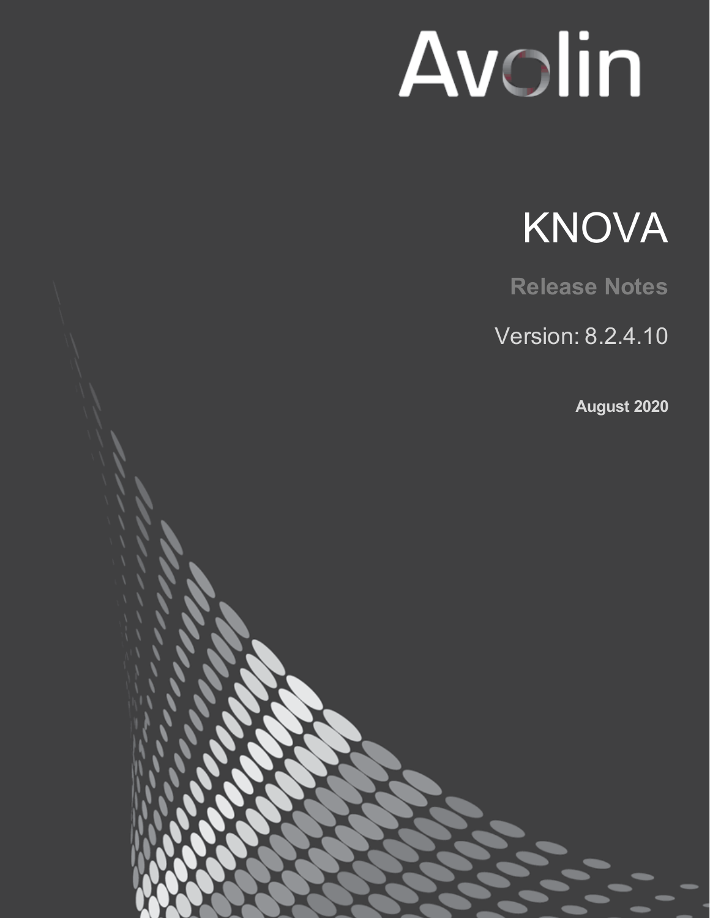Avolin

# KNOVA

**Release Notes**

Version: 8.2.4.10

**August 2020**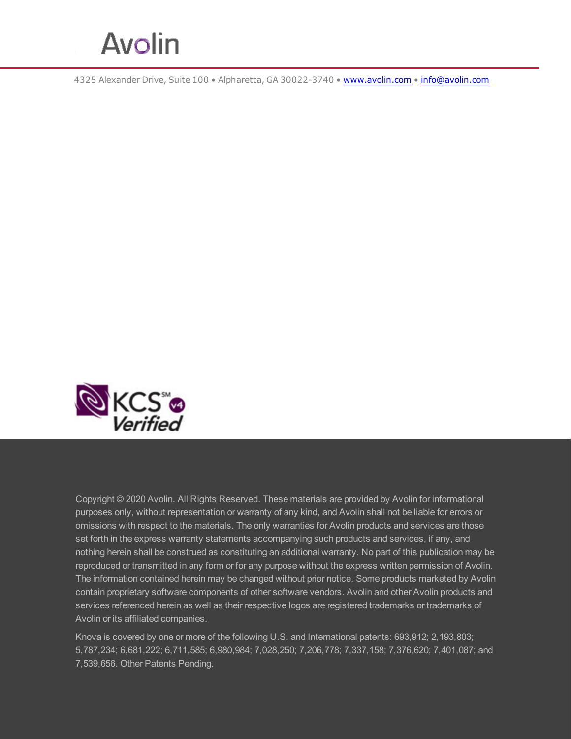Avolin

4325 Alexander Drive, Suite 100 • Alpharetta, GA 30022-3740 • www.avolin.com • info@avolin.com

KCS℠ v4 Verified

Copyright © 2020 Avolin. All Rights Reserved. These materials are provided by Avolin for informational purposes only, without representation or warranty of any kind, and Avolin shall not be liable for errors or omissions with respect to the materials. The only warranties for Avolin products and services are those set forth in the express warranty statements accompanying such products and services, if any, and nothing herein shall be construed as constituting an additional warranty. No part of this publication may be reproduced or transmitted in any form or for any purpose without the express written permission of Avolin. The information contained herein may be changed without prior notice. Some products marketed by Avolin contain proprietary software components of other software vendors. Avolin and other Avolin products and services referenced herein as well as their respective logos are registered trademarks or trademarks of Avolin or its affiliated companies.

Knova is covered by one or more of the following U.S. and International patents: 693,912; 2,193,803; 5,787,234; 6,681,222; 6,711,585; 6,980,984; 7,028,250; 7,206,778; 7,337,158; 7,376,620; 7,401,087; and 7,539,656. Other Patents Pending.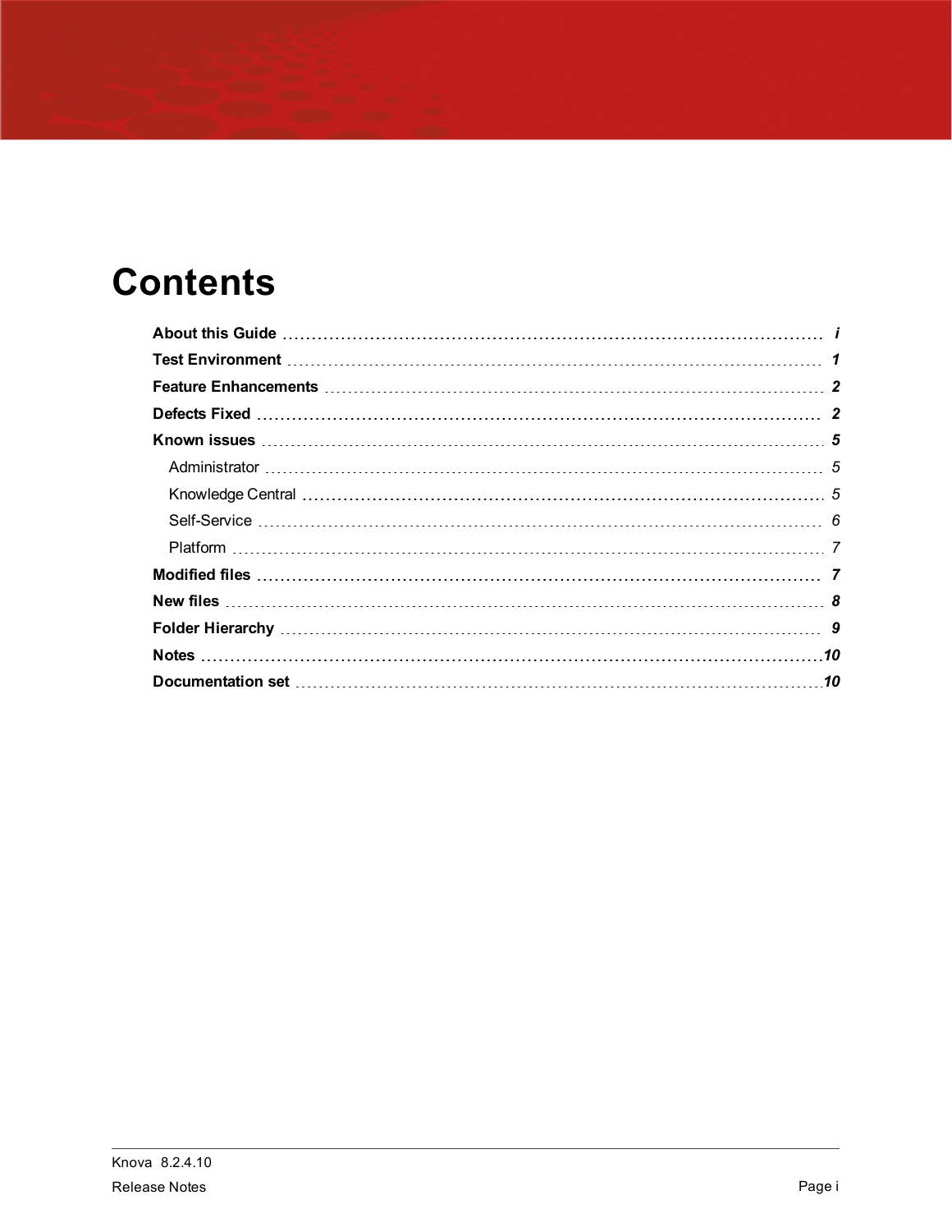# Contents

**About this Guide** ........................................................ *i*

**Test Environment** ........................................................ *1*

**Feature Enhancements** ........................................................ *2*

**Defects Fixed** ........................................................ *2*

**Known issues** ........................................................ *5*

- Administrator ........................................................ 5
- Knowledge Central ........................................................ 5
- Self-Service ........................................................ 6
- Platform ........................................................ 7

**Modified files** ........................................................ *7*

**New files** ........................................................ *8*

**Folder Hierarchy** ........................................................ *9*

**Notes** ........................................................ *10*

**Documentation set** ........................................................ *10*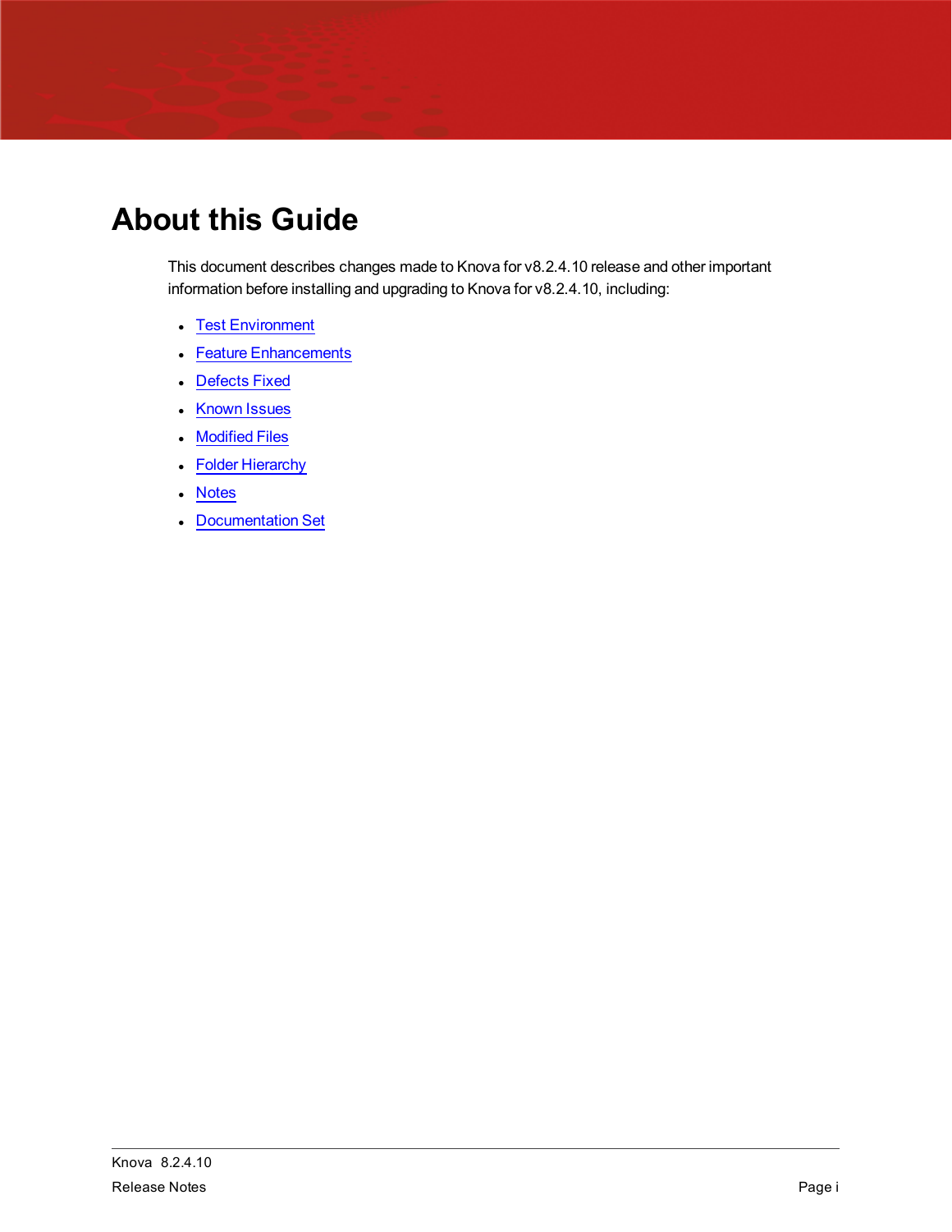# About this Guide

This document describes changes made to Knova for v8.2.4.10 release and other important information before installing and upgrading to Knova for v8.2.4.10, including:

- Test Environment
- Feature Enhancements
- Defects Fixed
- Known Issues
- Modified Files
- Folder Hierarchy
- Notes
- Documentation Set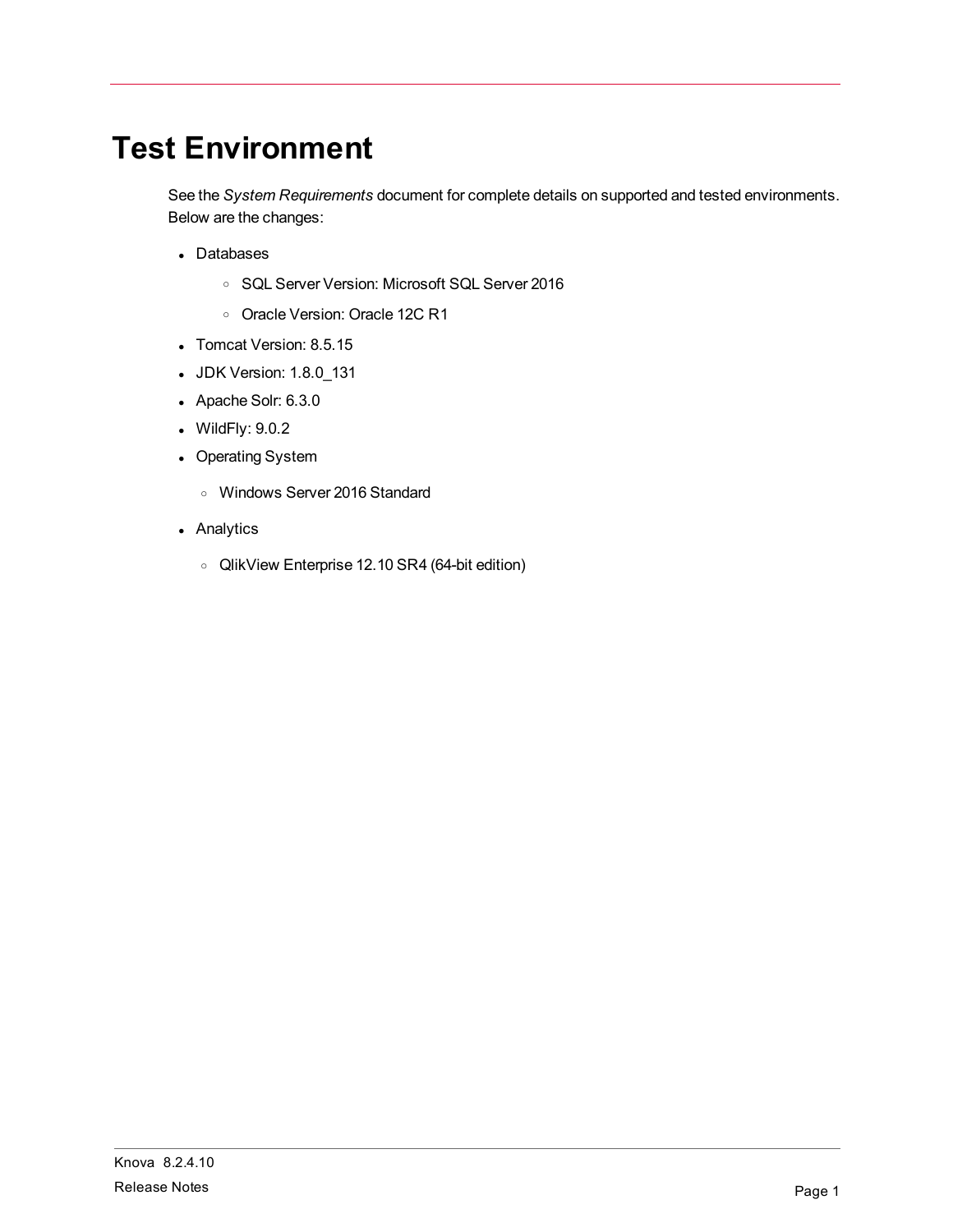# Test Environment

See the *System Requirements* document for complete details on supported and tested environments. Below are the changes:

- Databases
  - SQL Server Version: Microsoft SQL Server 2016
  - Oracle Version: Oracle 12C R1
- Tomcat Version: 8.5.15
- JDK Version: 1.8.0_131
- Apache Solr: 6.3.0
- WildFly: 9.0.2
- Operating System
  - Windows Server 2016 Standard
- Analytics
  - QlikView Enterprise 12.10 SR4 (64-bit edition)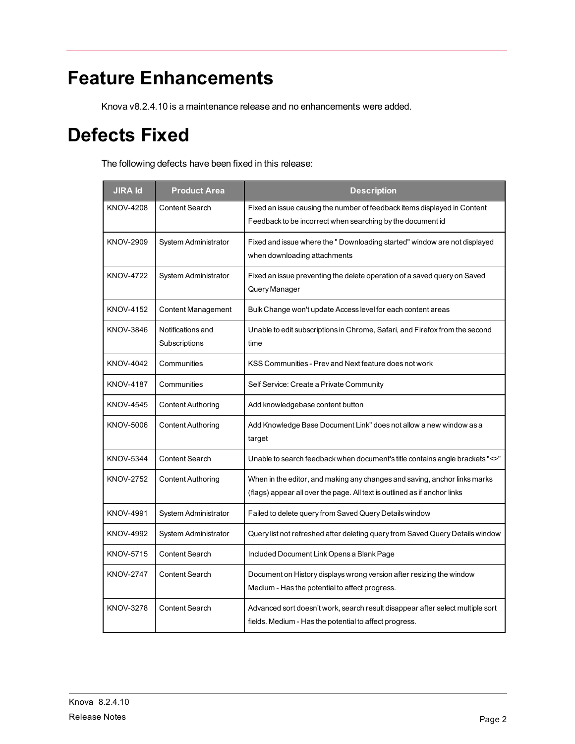# Feature Enhancements

Knova v8.2.4.10 is a maintenance release and no enhancements were added.

# Defects Fixed

The following defects have been fixed in this release:

| JIRA Id | Product Area | Description |
| --- | --- | --- |
| KNOV-4208 | Content Search | Fixed an issue causing the number of feedback items displayed in Content Feedback to be incorrect when searching by the document id |
| KNOV-2909 | System Administrator | Fixed and issue where the " Downloading started" window are not displayed when downloading attachments |
| KNOV-4722 | System Administrator | Fixed an issue preventing the delete operation of a saved query on Saved Query Manager |
| KNOV-4152 | Content Management | Bulk Change won't update Access level for each content areas |
| KNOV-3846 | Notifications and Subscriptions | Unable to edit subscriptions in Chrome, Safari, and Firefox from the second time |
| KNOV-4042 | Communities | KSS Communities - Prev and Next feature does not work |
| KNOV-4187 | Communities | Self Service: Create a Private Community |
| KNOV-4545 | Content Authoring | Add knowledgebase content button |
| KNOV-5006 | Content Authoring | Add Knowledge Base Document Link" does not allow a new window as a target |
| KNOV-5344 | Content Search | Unable to search feedback when document's title contains angle brackets "<>" |
| KNOV-2752 | Content Authoring | When in the editor, and making any changes and saving, anchor links marks (flags) appear all over the page. All text is outlined as if anchor links |
| KNOV-4991 | System Administrator | Failed to delete query from Saved Query Details window |
| KNOV-4992 | System Administrator | Query list not refreshed after deleting query from Saved Query Details window |
| KNOV-5715 | Content Search | Included Document Link Opens a Blank Page |
| KNOV-2747 | Content Search | Document on History displays wrong version after resizing the window Medium - Has the potential to affect progress. |
| KNOV-3278 | Content Search | Advanced sort doesn't work, search result disappear after select multiple sort fields. Medium - Has the potential to affect progress. |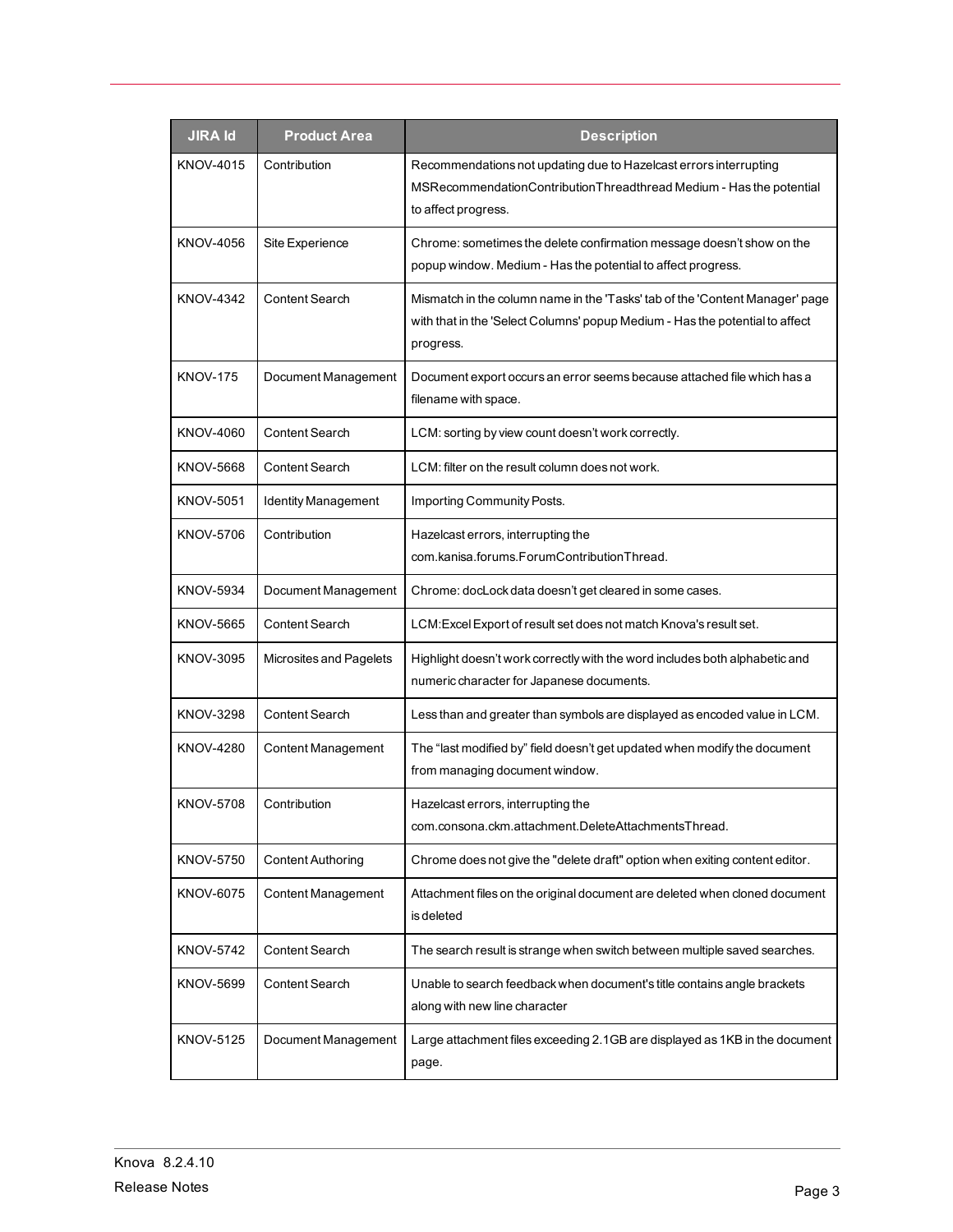| JIRA Id | Product Area | Description |
|---|---|---|
| KNOV-4015 | Contribution | Recommendations not updating due to Hazelcast errors interrupting MSRecommendationContributionThreadthread Medium - Has the potential to affect progress. |
| KNOV-4056 | Site Experience | Chrome: sometimes the delete confirmation message doesn't show on the popup window. Medium - Has the potential to affect progress. |
| KNOV-4342 | Content Search | Mismatch in the column name in the 'Tasks' tab of the 'Content Manager' page with that in the 'Select Columns' popup Medium - Has the potential to affect progress. |
| KNOV-175 | Document Management | Document export occurs an error seems because attached file which has a filename with space. |
| KNOV-4060 | Content Search | LCM: sorting by view count doesn't work correctly. |
| KNOV-5668 | Content Search | LCM: filter on the result column does not work. |
| KNOV-5051 | Identity Management | Importing Community Posts. |
| KNOV-5706 | Contribution | Hazelcast errors, interrupting the com.kanisa.forums.ForumContributionThread. |
| KNOV-5934 | Document Management | Chrome: docLock data doesn't get cleared in some cases. |
| KNOV-5665 | Content Search | LCM:Excel Export of result set does not match Knova's result set. |
| KNOV-3095 | Microsites and Pagelets | Highlight doesn't work correctly with the word includes both alphabetic and numeric character for Japanese documents. |
| KNOV-3298 | Content Search | Less than and greater than symbols are displayed as encoded value in LCM. |
| KNOV-4280 | Content Management | The "last modified by" field doesn't get updated when modify the document from managing document window. |
| KNOV-5708 | Contribution | Hazelcast errors, interrupting the com.consona.ckm.attachment.DeleteAttachmentsThread. |
| KNOV-5750 | Content Authoring | Chrome does not give the "delete draft" option when exiting content editor. |
| KNOV-6075 | Content Management | Attachment files on the original document are deleted when cloned document is deleted |
| KNOV-5742 | Content Search | The search result is strange when switch between multiple saved searches. |
| KNOV-5699 | Content Search | Unable to search feedback when document's title contains angle brackets along with new line character |
| KNOV-5125 | Document Management | Large attachment files exceeding 2.1GB are displayed as 1KB in the document page. |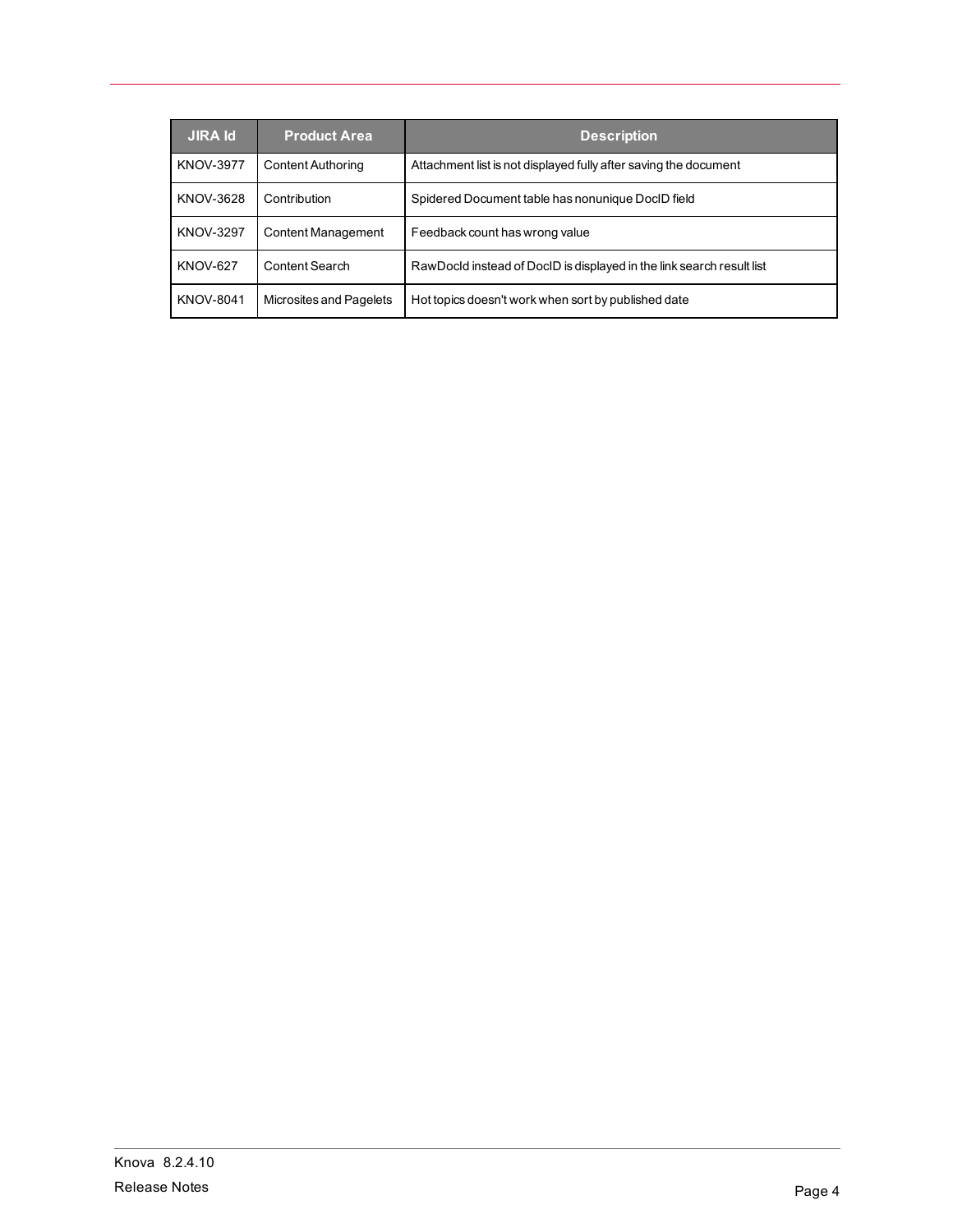| JIRA Id | Product Area | Description |
| --- | --- | --- |
| KNOV-3977 | Content Authoring | Attachment list is not displayed fully after saving the document |
| KNOV-3628 | Contribution | Spidered Document table has nonunique DocID field |
| KNOV-3297 | Content Management | Feedback count has wrong value |
| KNOV-627 | Content Search | RawDocId instead of DocID is displayed in the link search result list |
| KNOV-8041 | Microsites and Pagelets | Hot topics doesn't work when sort by published date |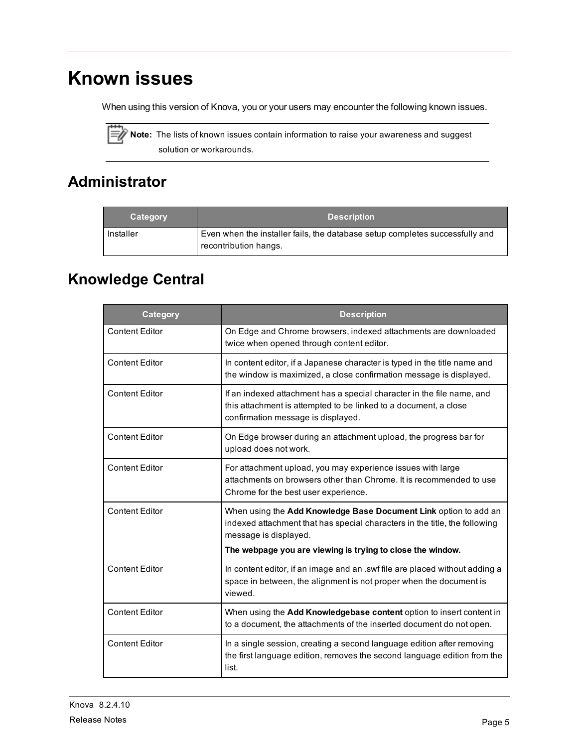# Known issues

When using this version of Knova, you or your users may encounter the following known issues.

**Note:** The lists of known issues contain information to raise your awareness and suggest solution or workarounds.

## Administrator

| Category | Description |
| --- | --- |
| Installer | Even when the installer fails, the database setup completes successfully and recontribution hangs. |

## Knowledge Central

| Category | Description |
| --- | --- |
| Content Editor | On Edge and Chrome browsers, indexed attachments are downloaded twice when opened through content editor. |
| Content Editor | In content editor, if a Japanese character is typed in the title name and the window is maximized, a close confirmation message is displayed. |
| Content Editor | If an indexed attachment has a special character in the file name, and this attachment is attempted to be linked to a document, a close confirmation message is displayed. |
| Content Editor | On Edge browser during an attachment upload, the progress bar for upload does not work. |
| Content Editor | For attachment upload, you may experience issues with large attachments on browsers other than Chrome. It is recommended to use Chrome for the best user experience. |
| Content Editor | When using the **Add Knowledge Base Document Link** option to add an indexed attachment that has special characters in the title, the following message is displayed.<br>**The webpage you are viewing is trying to close the window.** |
| Content Editor | In content editor, if an image and an .swf file are placed without adding a space in between, the alignment is not proper when the document is viewed. |
| Content Editor | When using the **Add Knowledgebase content** option to insert content in to a document, the attachments of the inserted document do not open. |
| Content Editor | In a single session, creating a second language edition after removing the first language edition, removes the second language edition from the list. |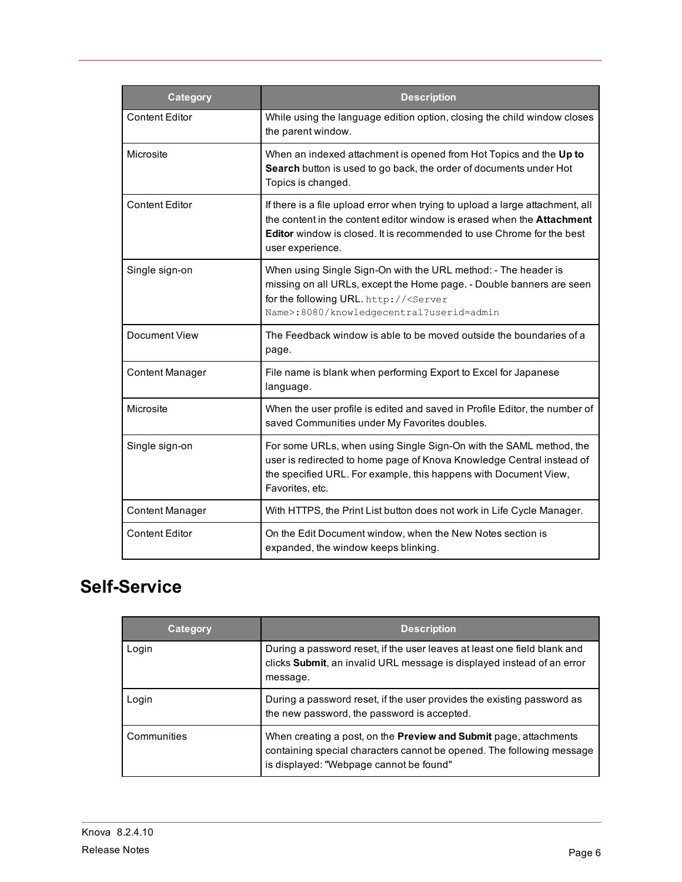| Category | Description |
| --- | --- |
| Content Editor | While using the language edition option, closing the child window closes the parent window. |
| Microsite | When an indexed attachment is opened from Hot Topics and the **Up to Search** button is used to go back, the order of documents under Hot Topics is changed. |
| Content Editor | If there is a file upload error when trying to upload a large attachment, all the content in the content editor window is erased when the **Attachment Editor** window is closed. It is recommended to use Chrome for the best user experience. |
| Single sign-on | When using Single Sign-On with the URL method: - The header is missing on all URLs, except the Home page. - Double banners are seen for the following URL. `http://<Server Name>:8080/knowledgecentral?userid=admin` |
| Document View | The Feedback window is able to be moved outside the boundaries of a page. |
| Content Manager | File name is blank when performing Export to Excel for Japanese language. |
| Microsite | When the user profile is edited and saved in Profile Editor, the number of saved Communities under My Favorites doubles. |
| Single sign-on | For some URLs, when using Single Sign-On with the SAML method, the user is redirected to home page of Knova Knowledge Central instead of the specified URL. For example, this happens with Document View, Favorites, etc. |
| Content Manager | With HTTPS, the Print List button does not work in Life Cycle Manager. |
| Content Editor | On the Edit Document window, when the New Notes section is expanded, the window keeps blinking. |

## Self-Service

| Category | Description |
| --- | --- |
| Login | During a password reset, if the user leaves at least one field blank and clicks **Submit**, an invalid URL message is displayed instead of an error message. |
| Login | During a password reset, if the user provides the existing password as the new password, the password is accepted. |
| Communities | When creating a post, on the **Preview and Submit** page, attachments containing special characters cannot be opened. The following message is displayed: "Webpage cannot be found" |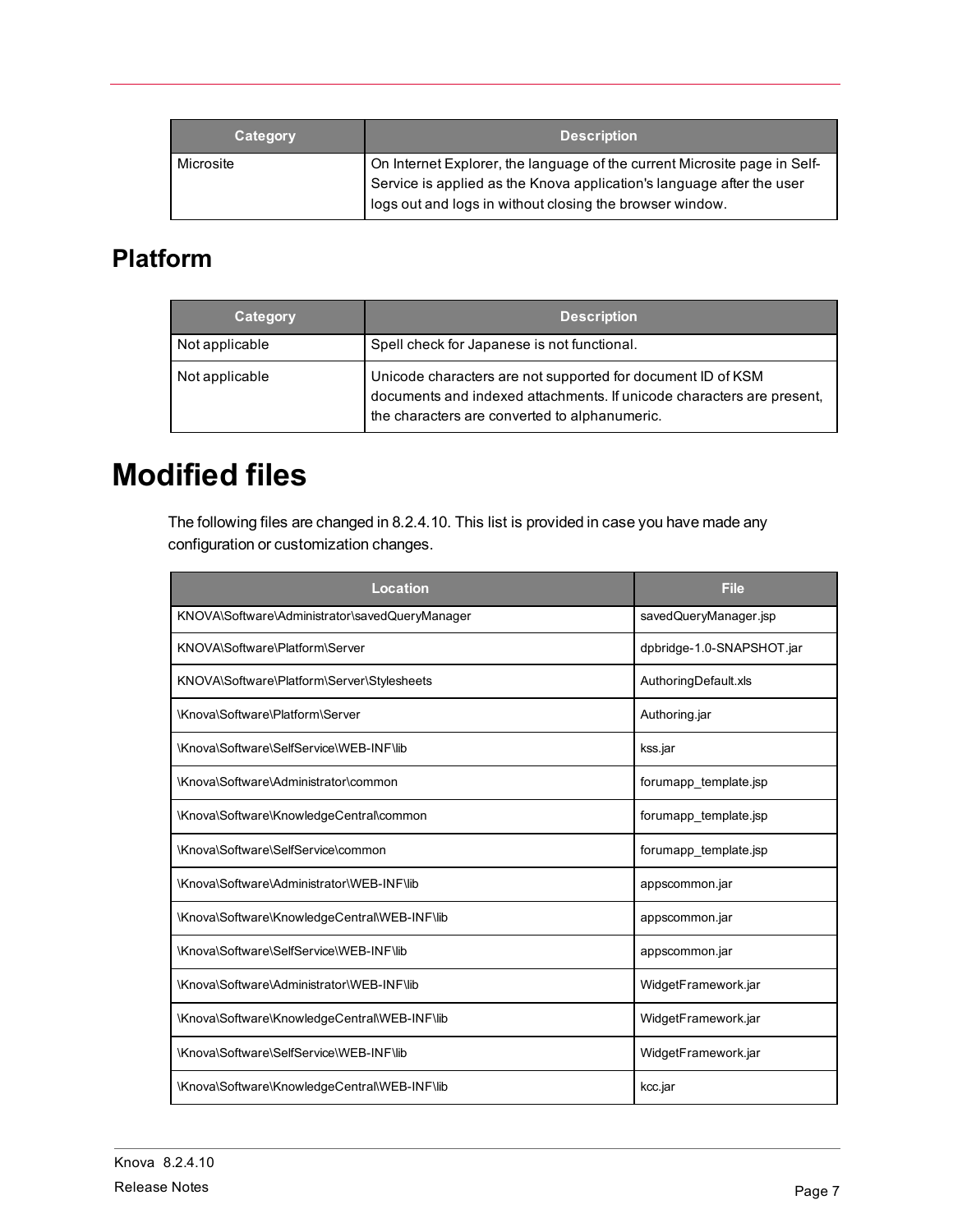| Category | Description |
| --- | --- |
| Microsite | On Internet Explorer, the language of the current Microsite page in Self-Service is applied as the Knova application's language after the user logs out and logs in without closing the browser window. |

## Platform

| Category | Description |
| --- | --- |
| Not applicable | Spell check for Japanese is not functional. |
| Not applicable | Unicode characters are not supported for document ID of KSM documents and indexed attachments. If unicode characters are present, the characters are converted to alphanumeric. |

# Modified files

The following files are changed in 8.2.4.10. This list is provided in case you have made any configuration or customization changes.

| Location | File |
| --- | --- |
| KNOVA\Software\Administrator\savedQueryManager | savedQueryManager.jsp |
| KNOVA\Software\Platform\Server | dpbridge-1.0-SNAPSHOT.jar |
| KNOVA\Software\Platform\Server\Stylesheets | AuthoringDefault.xls |
| \Knova\Software\Platform\Server | Authoring.jar |
| \Knova\Software\SelfService\WEB-INF\lib | kss.jar |
| \Knova\Software\Administrator\common | forumapp_template.jsp |
| \Knova\Software\KnowledgeCentral\common | forumapp_template.jsp |
| \Knova\Software\SelfService\common | forumapp_template.jsp |
| \Knova\Software\Administrator\WEB-INF\lib | appscommon.jar |
| \Knova\Software\KnowledgeCentral\WEB-INF\lib | appscommon.jar |
| \Knova\Software\SelfService\WEB-INF\lib | appscommon.jar |
| \Knova\Software\Administrator\WEB-INF\lib | WidgetFramework.jar |
| \Knova\Software\KnowledgeCentral\WEB-INF\lib | WidgetFramework.jar |
| \Knova\Software\SelfService\WEB-INF\lib | WidgetFramework.jar |
| \Knova\Software\KnowledgeCentral\WEB-INF\lib | kcc.jar |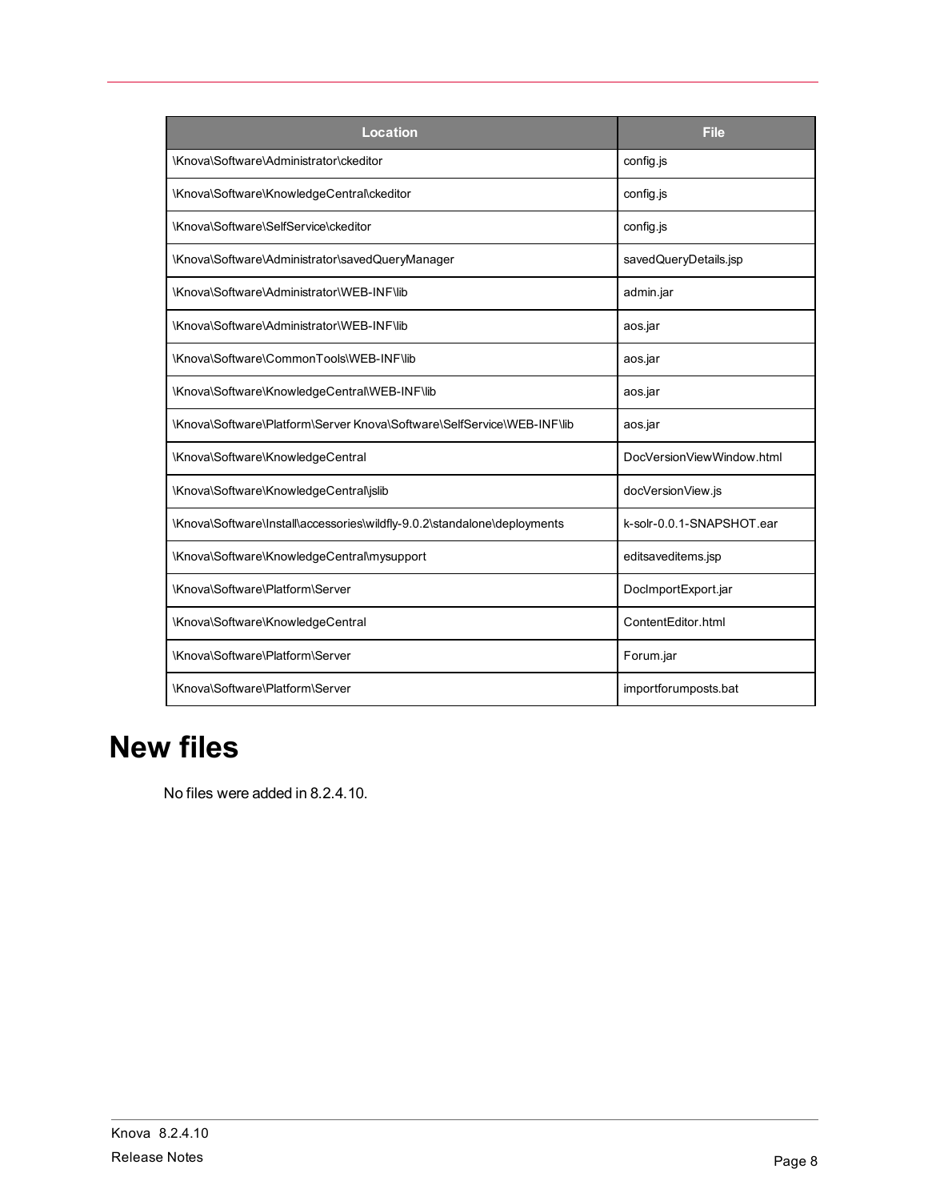| Location | File |
| --- | --- |
| \Knova\Software\Administrator\ckeditor | config.js |
| \Knova\Software\KnowledgeCentral\ckeditor | config.js |
| \Knova\Software\SelfService\ckeditor | config.js |
| \Knova\Software\Administrator\savedQueryManager | savedQueryDetails.jsp |
| \Knova\Software\Administrator\WEB-INF\lib | admin.jar |
| \Knova\Software\Administrator\WEB-INF\lib | aos.jar |
| \Knova\Software\CommonTools\WEB-INF\lib | aos.jar |
| \Knova\Software\KnowledgeCentral\WEB-INF\lib | aos.jar |
| \Knova\Software\Platform\Server Knova\Software\SelfService\WEB-INF\lib | aos.jar |
| \Knova\Software\KnowledgeCentral | DocVersionViewWindow.html |
| \Knova\Software\KnowledgeCentral\jslib | docVersionView.js |
| \Knova\Software\Install\accessories\wildfly-9.0.2\standalone\deployments | k-solr-0.0.1-SNAPSHOT.ear |
| \Knova\Software\KnowledgeCentral\mysupport | editsaveditems.jsp |
| \Knova\Software\Platform\Server | DocImportExport.jar |
| \Knova\Software\KnowledgeCentral | ContentEditor.html |
| \Knova\Software\Platform\Server | Forum.jar |
| \Knova\Software\Platform\Server | importforumposts.bat |

# New files

No files were added in 8.2.4.10.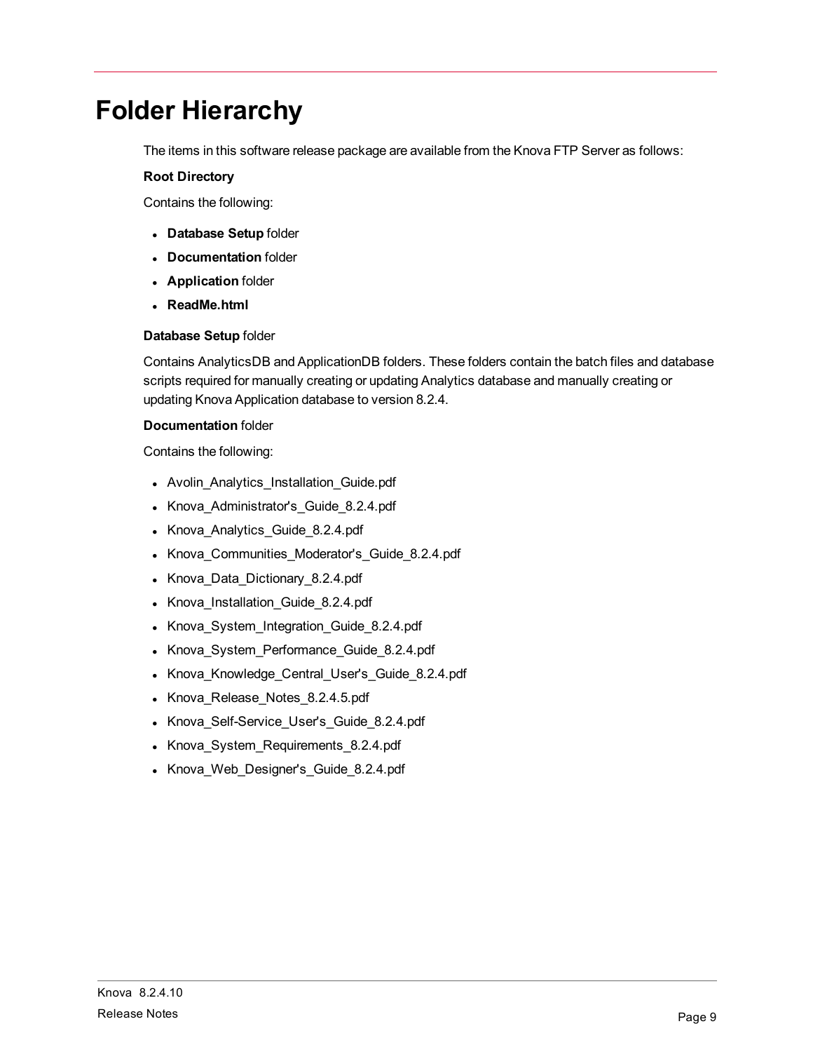# Folder Hierarchy

The items in this software release package are available from the Knova FTP Server as follows:

**Root Directory**

Contains the following:

- **Database Setup** folder
- **Documentation** folder
- **Application** folder
- **ReadMe.html**

**Database Setup** folder

Contains AnalyticsDB and ApplicationDB folders. These folders contain the batch files and database scripts required for manually creating or updating Analytics database and manually creating or updating Knova Application database to version 8.2.4.

**Documentation** folder

Contains the following:

- Avolin_Analytics_Installation_Guide.pdf
- Knova_Administrator's_Guide_8.2.4.pdf
- Knova_Analytics_Guide_8.2.4.pdf
- Knova_Communities_Moderator's_Guide_8.2.4.pdf
- Knova_Data_Dictionary_8.2.4.pdf
- Knova_Installation_Guide_8.2.4.pdf
- Knova_System_Integration_Guide_8.2.4.pdf
- Knova_System_Performance_Guide_8.2.4.pdf
- Knova_Knowledge_Central_User's_Guide_8.2.4.pdf
- Knova_Release_Notes_8.2.4.5.pdf
- Knova_Self-Service_User's_Guide_8.2.4.pdf
- Knova_System_Requirements_8.2.4.pdf
- Knova_Web_Designer's_Guide_8.2.4.pdf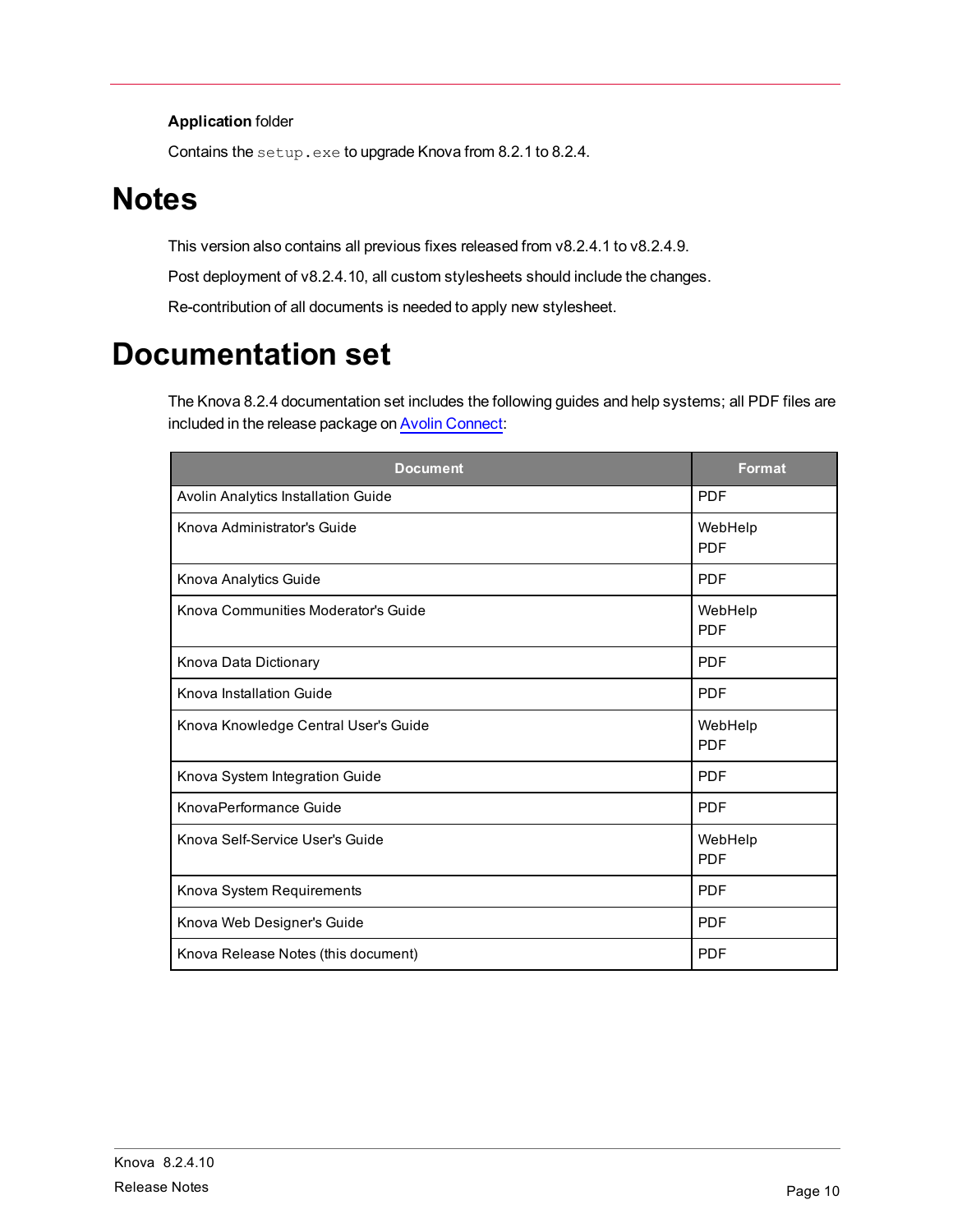**Application** folder

Contains the `setup.exe` to upgrade Knova from 8.2.1 to 8.2.4.

# Notes

This version also contains all previous fixes released from v8.2.4.1 to v8.2.4.9.

Post deployment of v8.2.4.10, all custom stylesheets should include the changes.

Re-contribution of all documents is needed to apply new stylesheet.

# Documentation set

The Knova 8.2.4 documentation set includes the following guides and help systems; all PDF files are included in the release package on [Avolin Connect](Avolin Connect):

| Document | Format |
|---|---|
| Avolin Analytics Installation Guide | PDF |
| Knova Administrator's Guide | WebHelp<br>PDF |
| Knova Analytics Guide | PDF |
| Knova Communities Moderator's Guide | WebHelp<br>PDF |
| Knova Data Dictionary | PDF |
| Knova Installation Guide | PDF |
| Knova Knowledge Central User's Guide | WebHelp<br>PDF |
| Knova System Integration Guide | PDF |
| KnovaPerformance Guide | PDF |
| Knova Self-Service User's Guide | WebHelp<br>PDF |
| Knova System Requirements | PDF |
| Knova Web Designer's Guide | PDF |
| Knova Release Notes (this document) | PDF |